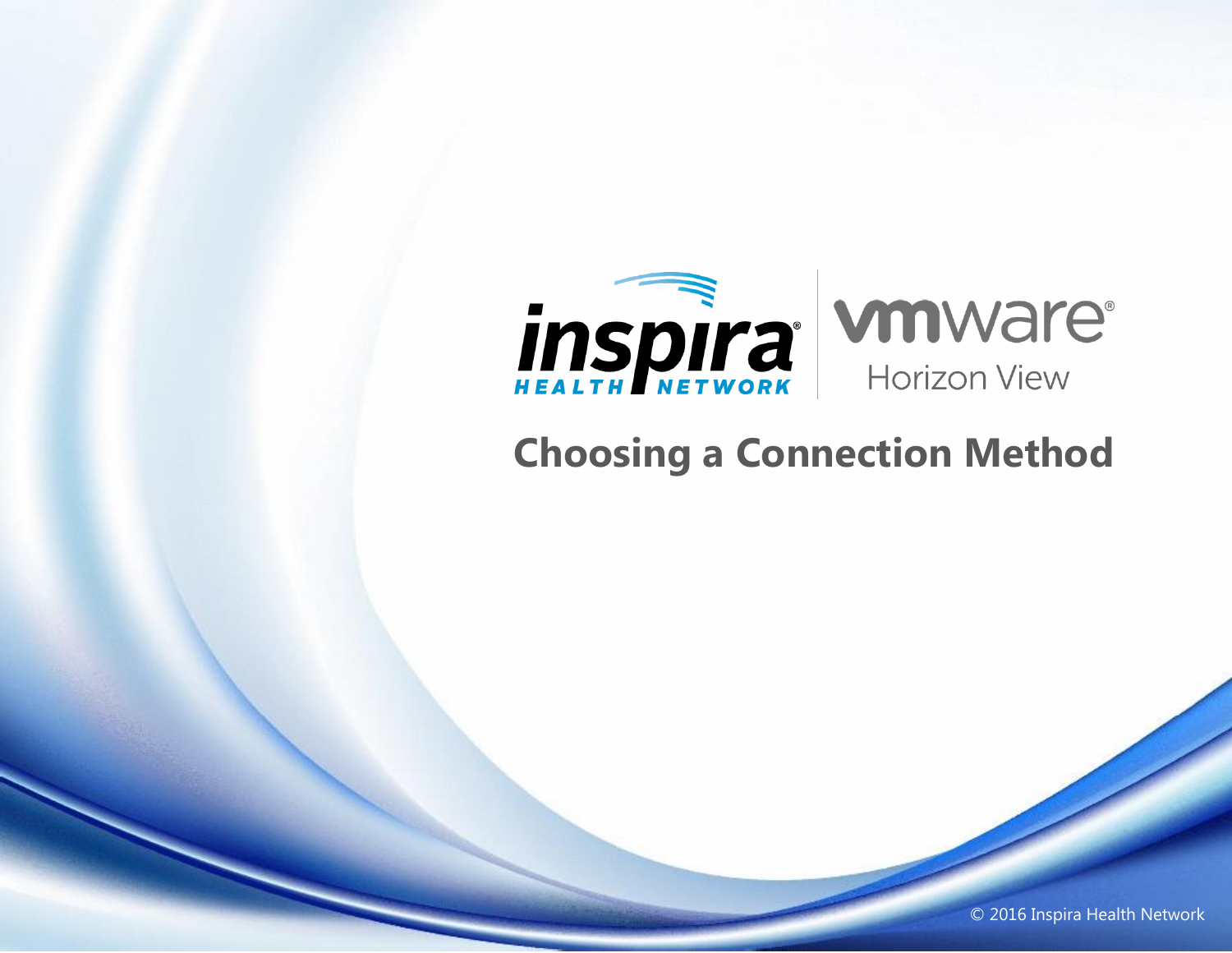inspira HEALTH NETWORK | vmware Horizon View

# Choosing a Connection Method

© 2016 Inspira Health Network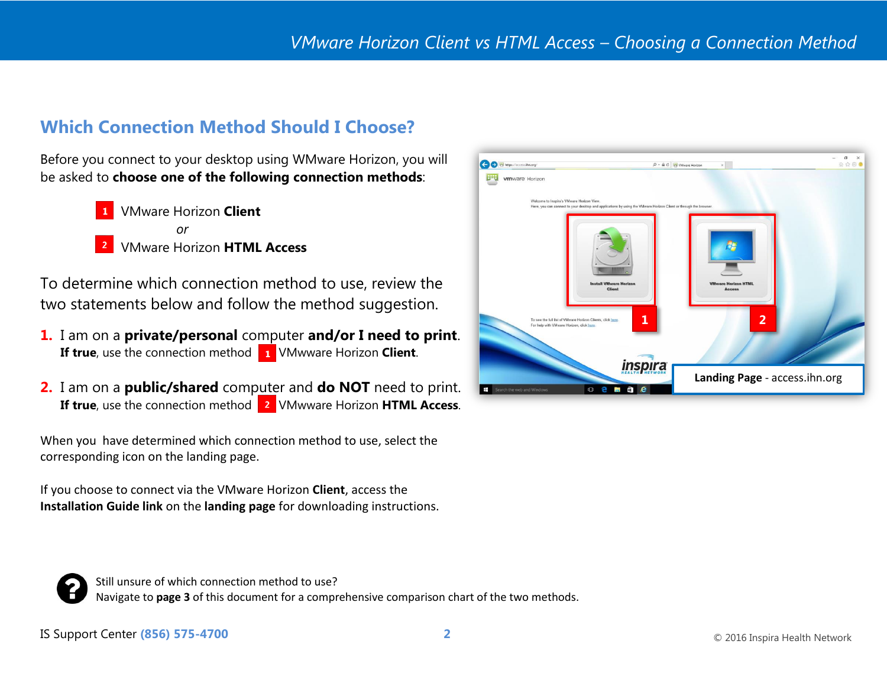## Which Connection Method Should I Choose?

Before you connect to your desktop using WMware Horizon, you will be asked to **choose one of the following connection methods**:

1 VMware Horizon **Client**

*or*

2 VMware Horizon **HTML Access**

To determine which connection method to use, review the two statements below and follow the method suggestion.

1. I am on a **private/personal** computer **and/or I need to print**.
   **If true**, use the connection method 1 VMwware Horizon **Client**.

2. I am on a **public/shared** computer and **do NOT** need to print.
   **If true**, use the connection method 2 VMwware Horizon **HTML Access**.

When you have determined which connection method to use, select the corresponding icon on the landing page.

If you choose to connect via the VMware Horizon **Client**, access the **Installation Guide link** on the **landing page** for downloading instructions.

**Landing Page** - access.ihn.org

Still unsure of which connection method to use?
Navigate to **page 3** of this document for a comprehensive comparison chart of the two methods.

IS Support Center **(856) 575-4700**

© 2016 Inspira Health Network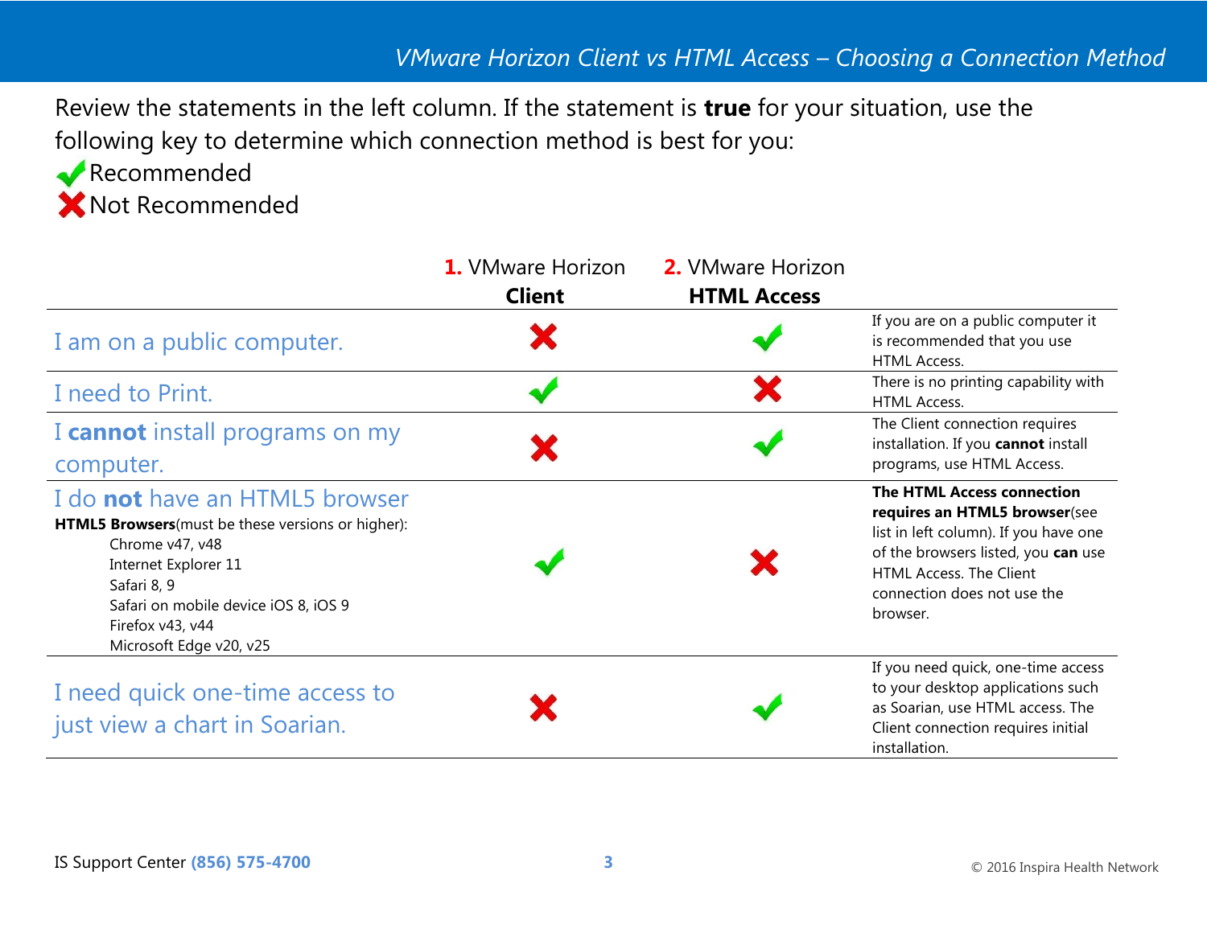Review the statements in the left column. If the statement is **true** for your situation, use the following key to determine which connection method is best for you:

✔ Recommended
✖ Not Recommended

| | **1.** VMware Horizon **Client** | **2.** VMware Horizon **HTML Access** | |
|---|---|---|---|
| I am on a public computer. | ✖ | ✔ | If you are on a public computer it is recommended that you use HTML Access. |
| I need to Print. | ✔ | ✖ | There is no printing capability with HTML Access. |
| I **cannot** install programs on my computer. | ✖ | ✔ | The Client connection requires installation. If you **cannot** install programs, use HTML Access. |
| I do **not** have an HTML5 browser<br>**HTML5 Browsers**(must be these versions or higher):<br>Chrome v47, v48<br>Internet Explorer 11<br>Safari 8, 9<br>Safari on mobile device iOS 8, iOS 9<br>Firefox v43, v44<br>Microsoft Edge v20, v25 | ✔ | ✖ | **The HTML Access connection requires an HTML5 browser**(see list in left column). If you have one of the browsers listed, you **can** use HTML Access. The Client connection does not use the browser. |
| I need quick one-time access to just view a chart in Soarian. | ✖ | ✔ | If you need quick, one-time access to your desktop applications such as Soarian, use HTML access. The Client connection requires initial installation. |

IS Support Center **(856) 575-4700**

© 2016 Inspira Health Network